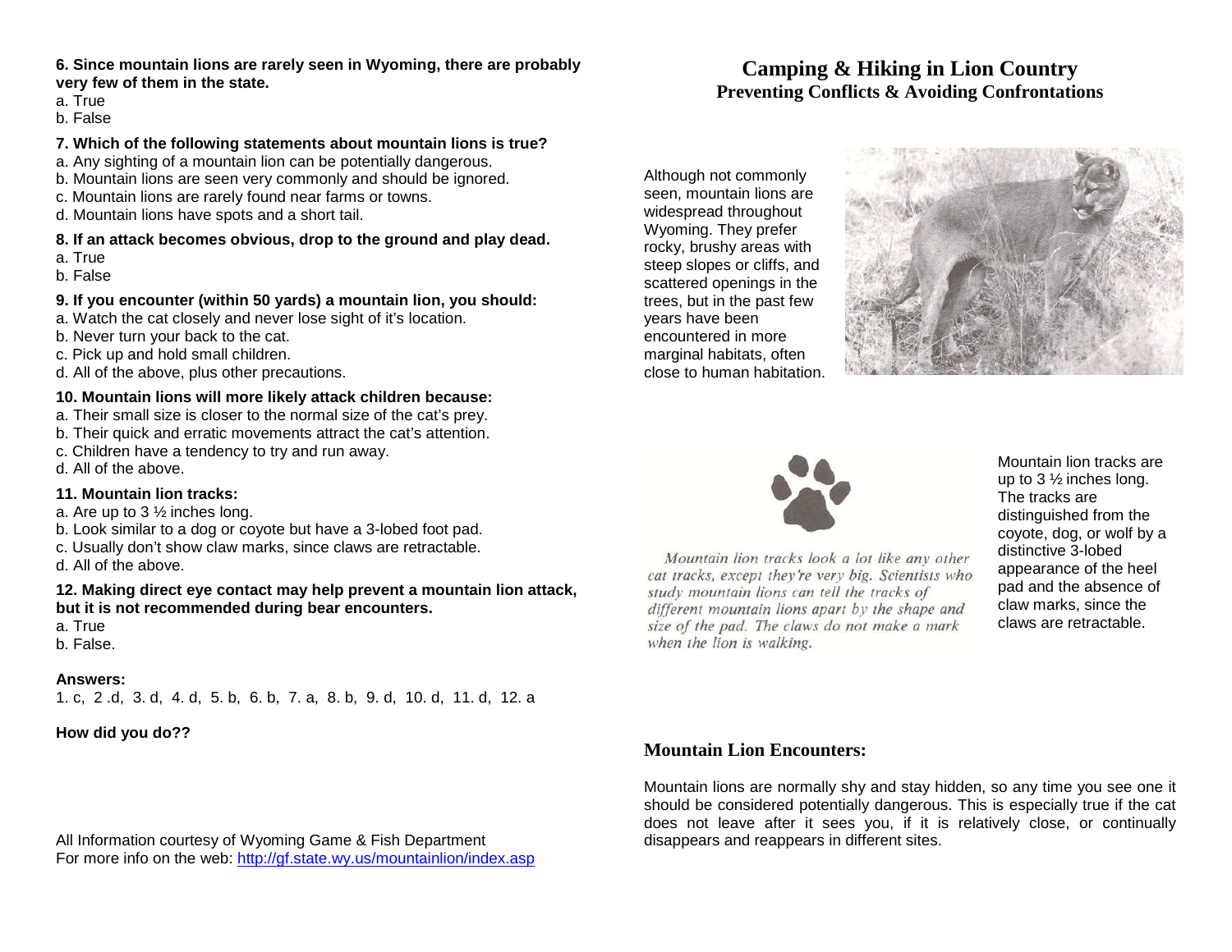**6. Since mountain lions are rarely seen in Wyoming, there are probably very few of them in the state.**

a. True
b. False

**7. Which of the following statements about mountain lions is true?**

a. Any sighting of a mountain lion can be potentially dangerous.
b. Mountain lions are seen very commonly and should be ignored.
c. Mountain lions are rarely found near farms or towns.
d. Mountain lions have spots and a short tail.

**8. If an attack becomes obvious, drop to the ground and play dead.**

a. True
b. False

**9. If you encounter (within 50 yards) a mountain lion, you should:**

a. Watch the cat closely and never lose sight of it's location.
b. Never turn your back to the cat.
c. Pick up and hold small children.
d. All of the above, plus other precautions.

**10. Mountain lions will more likely attack children because:**

a. Their small size is closer to the normal size of the cat's prey.
b. Their quick and erratic movements attract the cat's attention.
c. Children have a tendency to try and run away.
d. All of the above.

**11. Mountain lion tracks:**

a. Are up to 3 ½ inches long.
b. Look similar to a dog or coyote but have a 3-lobed foot pad.
c. Usually don't show claw marks, since claws are retractable.
d. All of the above.

**12. Making direct eye contact may help prevent a mountain lion attack, but it is not recommended during bear encounters.**

a. True
b. False.

**Answers:**

1. c, 2 .d, 3. d, 4. d, 5. b, 6. b, 7. a, 8. b, 9. d, 10. d, 11. d, 12. a

**How did you do??**

All Information courtesy of Wyoming Game & Fish Department
For more info on the web: http://gf.state.wy.us/mountainlion/index.asp

# Camping & Hiking in Lion Country

## Preventing Conflicts & Avoiding Confrontations

Although not commonly seen, mountain lions are widespread throughout Wyoming. They prefer rocky, brushy areas with steep slopes or cliffs, and scattered openings in the trees, but in the past few years have been encountered in more marginal habitats, often close to human habitation.

*Mountain lion tracks look a lot like any other cat tracks, except they're very big. Scientists who study mountain lions can tell the tracks of different mountain lions apart by the shape and size of the pad. The claws do not make a mark when the lion is walking.*

Mountain lion tracks are up to 3 ½ inches long. The tracks are distinguished from the coyote, dog, or wolf by a distinctive 3-lobed appearance of the heel pad and the absence of claw marks, since the claws are retractable.

## Mountain Lion Encounters:

Mountain lions are normally shy and stay hidden, so any time you see one it should be considered potentially dangerous. This is especially true if the cat does not leave after it sees you, if it is relatively close, or continually disappears and reappears in different sites.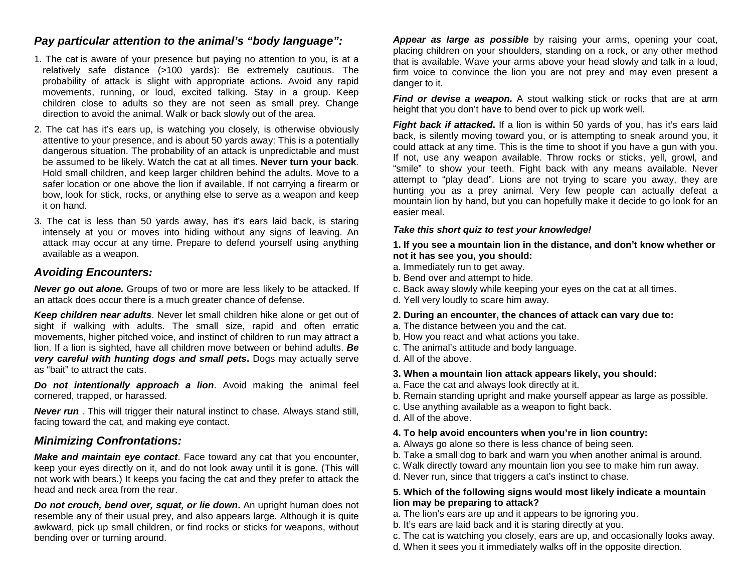### *Pay particular attention to the animal's "body language":*

1. The cat is aware of your presence but paying no attention to you, is at a relatively safe distance (>100 yards): Be extremely cautious. The probability of attack is slight with appropriate actions. Avoid any rapid movements, running, or loud, excited talking. Stay in a group. Keep children close to adults so they are not seen as small prey. Change direction to avoid the animal. Walk or back slowly out of the area.
2. The cat has it's ears up, is watching you closely, is otherwise obviously attentive to your presence, and is about 50 yards away: This is a potentially dangerous situation. The probability of an attack is unpredictable and must be assumed to be likely. Watch the cat at all times. **Never turn your back**. Hold small children, and keep larger children behind the adults. Move to a safer location or one above the lion if available. If not carrying a firearm or bow, look for stick, rocks, or anything else to serve as a weapon and keep it on hand.
3. The cat is less than 50 yards away, has it's ears laid back, is staring intensely at you or moves into hiding without any signs of leaving. An attack may occur at any time. Prepare to defend yourself using anything available as a weapon.

## *Avoiding Encounters:*

***Never go out alone.*** Groups of two or more are less likely to be attacked. If an attack does occur there is a much greater chance of defense.

***Keep children near adults***. Never let small children hike alone or get out of sight if walking with adults. The small size, rapid and often erratic movements, higher pitched voice, and instinct of children to run may attract a lion. If a lion is sighted, have all children move between or behind adults. ***Be very careful with hunting dogs and small pets***. Dogs may actually serve as "bait" to attract the cats.

***Do not intentionally approach a lion***. Avoid making the animal feel cornered, trapped, or harassed.

***Never run*** . This will trigger their natural instinct to chase. Always stand still, facing toward the cat, and making eye contact.

## *Minimizing Confrontations:*

***Make and maintain eye contact***. Face toward any cat that you encounter, keep your eyes directly on it, and do not look away until it is gone. (This will not work with bears.) It keeps you facing the cat and they prefer to attack the head and neck area from the rear.

***Do not crouch, bend over, squat, or lie down***. An upright human does not resemble any of their usual prey, and also appears large. Although it is quite awkward, pick up small children, or find rocks or sticks for weapons, without bending over or turning around.

***Appear as large as possible*** by raising your arms, opening your coat, placing children on your shoulders, standing on a rock, or any other method that is available. Wave your arms above your head slowly and talk in a loud, firm voice to convince the lion you are not prey and may even present a danger to it.

***Find or devise a weapon.*** A stout walking stick or rocks that are at arm height that you don't have to bend over to pick up work well.

***Fight back if attacked***. If a lion is within 50 yards of you, has it's ears laid back, is silently moving toward you, or is attempting to sneak around you, it could attack at any time. This is the time to shoot if you have a gun with you. If not, use any weapon available. Throw rocks or sticks, yell, growl, and "smile" to show your teeth. Fight back with any means available. Never attempt to "play dead". Lions are not trying to scare you away, they are hunting you as a prey animal. Very few people can actually defeat a mountain lion by hand, but you can hopefully make it decide to go look for an easier meal.

***Take this short quiz to test your knowledge!***

**1. If you see a mountain lion in the distance, and don't know whether or not it has see you, you should:**

a. Immediately run to get away.
b. Bend over and attempt to hide.
c. Back away slowly while keeping your eyes on the cat at all times.
d. Yell very loudly to scare him away.

**2. During an encounter, the chances of attack can vary due to:**

a. The distance between you and the cat.
b. How you react and what actions you take.
c. The animal's attitude and body language.
d. All of the above.

**3. When a mountain lion attack appears likely, you should:**

a. Face the cat and always look directly at it.
b. Remain standing upright and make yourself appear as large as possible.
c. Use anything available as a weapon to fight back.
d. All of the above.

**4. To help avoid encounters when you're in lion country:**

a. Always go alone so there is less chance of being seen.
b. Take a small dog to bark and warn you when another animal is around.
c. Walk directly toward any mountain lion you see to make him run away.
d. Never run, since that triggers a cat's instinct to chase.

**5. Which of the following signs would most likely indicate a mountain lion may be preparing to attack?**

a. The lion's ears are up and it appears to be ignoring you.
b. It's ears are laid back and it is staring directly at you.
c. The cat is watching you closely, ears are up, and occasionally looks away.
d. When it sees you it immediately walks off in the opposite direction.